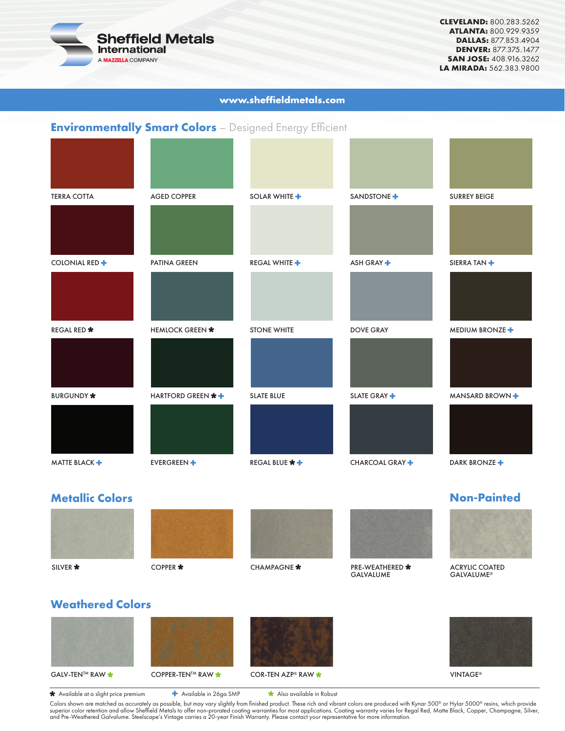**Sheffield Metals International**
A MAZZELLA COMPANY

**CLEVELAND:** 800.283.5262
**ATLANTA:** 800.929.9359
**DALLAS:** 877.853.4904
**DENVER:** 877.375.1477
**SAN JOSE:** 408.916.3262
**LA MIRADA:** 562.383.9800

**www.sheffieldmetals.com**

## Environmentally Smart Colors – Designed Energy Efficient

| | | | | |
|---|---|---|---|---|
| TERRA COTTA | AGED COPPER | SOLAR WHITE ✚ | SANDSTONE ✚ | SURREY BEIGE |
| COLONIAL RED ✚ | PATINA GREEN | REGAL WHITE ✚ | ASH GRAY ✚ | SIERRA TAN ✚ |
| REGAL RED ✱ | HEMLOCK GREEN ✱ | STONE WHITE | DOVE GRAY | MEDIUM BRONZE ✚ |
| BURGUNDY ✱ | HARTFORD GREEN ✱ ✚ | SLATE BLUE | SLATE GRAY ✚ | MANSARD BROWN ✚ |
| MATTE BLACK ✚ | EVERGREEN ✚ | REGAL BLUE ✱ ✚ | CHARCOAL GRAY ✚ | DARK BRONZE ✚ |

## Metallic Colors

- SILVER ✱
- COPPER ✱
- CHAMPAGNE ✱
- PRE-WEATHERED ✱ GALVALUME

## Non-Painted

- ACRYLIC COATED GALVALUME®

## Weathered Colors

- GALV-TEN™ RAW ✱
- COPPER-TEN™ RAW ✱
- COR-TEN AZP® RAW ✱
- VINTAGE®

✱ Available at a slight price premium ✚ Available in 26ga SMP ✱ Also available in Robust

Colors shown are matched as accurately as possible, but may vary slightly from finished product. These rich and vibrant colors are produced with Kynar 500® or Hylar 5000® resins, which provide superior color retention and allow Sheffield Metals to offer non-prorated coating warranties for most applications. Coating warranty varies for Regal Red, Matte Black, Copper, Champagne, Silver, and Pre-Weathered Galvalume. Steelscape's Vintage carries a 20-year Finish Warranty. Please contact your representative for more information.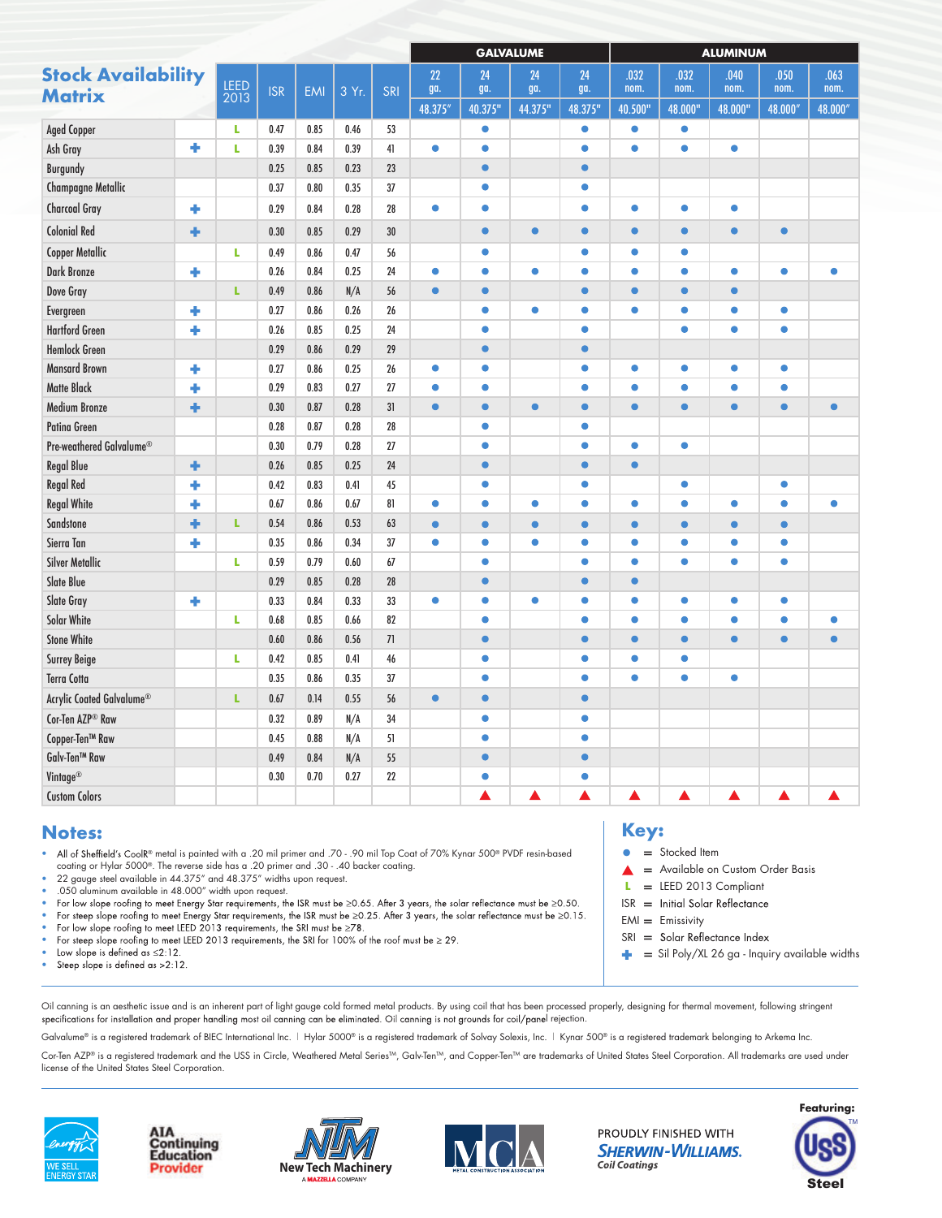# Stock Availability Matrix

| | | LEED 2013 | ISR | EMI | 3 Yr. | SRI | GALVALUME | | | | ALUMINUM | | | | |
|---|---|---|---|---|---|---|---|---|---|---|---|---|---|---|---|
| | | | | | | | 22 ga. | 24 ga. | 24 ga. | 24 ga. | .032 nom. | .032 nom. | .040 nom. | .050 nom. | .063 nom. |
| | | | | | | | 48.375" | 40.375" | 44.375" | 48.375" | 40.500" | 48.000" | 48.000" | 48.000" | 48.000" |
| Aged Copper | | L | 0.47 | 0.85 | 0.46 | 53 | | ● | | ● | ● | ● | | | |
| Ash Gray | ✚ | L | 0.39 | 0.84 | 0.39 | 41 | ● | ● | | ● | ● | ● | ● | | |
| Burgundy | | | 0.25 | 0.85 | 0.23 | 23 | | ● | | ● | | | | | |
| Champagne Metallic | | | 0.37 | 0.80 | 0.35 | 37 | | ● | | ● | | | | | |
| Charcoal Gray | ✚ | | 0.29 | 0.84 | 0.28 | 28 | ● | ● | | ● | ● | ● | ● | | |
| Colonial Red | ✚ | | 0.30 | 0.85 | 0.29 | 30 | | ● | ● | ● | ● | ● | ● | ● | |
| Copper Metallic | | L | 0.49 | 0.86 | 0.47 | 56 | | ● | | ● | ● | ● | | | |
| Dark Bronze | ✚ | | 0.26 | 0.84 | 0.25 | 24 | ● | ● | ● | ● | ● | ● | ● | ● | ● |
| Dove Gray | | L | 0.49 | 0.86 | N/A | 56 | ● | ● | | ● | ● | ● | ● | | |
| Evergreen | ✚ | | 0.27 | 0.86 | 0.26 | 26 | | ● | ● | ● | ● | ● | ● | ● | |
| Hartford Green | ✚ | | 0.26 | 0.85 | 0.25 | 24 | | ● | | ● | | ● | ● | ● | |
| Hemlock Green | | | 0.29 | 0.86 | 0.29 | 29 | | ● | | ● | | | | | |
| Mansard Brown | ✚ | | 0.27 | 0.86 | 0.25 | 26 | ● | ● | | ● | ● | ● | ● | ● | |
| Matte Black | ✚ | | 0.29 | 0.83 | 0.27 | 27 | ● | ● | | ● | ● | ● | ● | ● | |
| Medium Bronze | ✚ | | 0.30 | 0.87 | 0.28 | 31 | ● | ● | ● | ● | ● | ● | ● | ● | ● |
| Patina Green | | | 0.28 | 0.87 | 0.28 | 28 | | ● | | ● | | | | | |
| Pre-weathered Galvalume® | | | 0.30 | 0.79 | 0.28 | 27 | | ● | | ● | ● | ● | | | |
| Regal Blue | ✚ | | 0.26 | 0.85 | 0.25 | 24 | | ● | | ● | ● | | | | |
| Regal Red | ✚ | | 0.42 | 0.83 | 0.41 | 45 | | ● | | ● | | ● | | ● | |
| Regal White | ✚ | | 0.67 | 0.86 | 0.67 | 81 | ● | ● | ● | ● | ● | ● | ● | ● | ● |
| Sandstone | ✚ | L | 0.54 | 0.86 | 0.53 | 63 | ● | ● | ● | ● | ● | ● | ● | ● | |
| Sierra Tan | ✚ | | 0.35 | 0.86 | 0.34 | 37 | ● | ● | ● | ● | ● | ● | ● | ● | |
| Silver Metallic | | L | 0.59 | 0.79 | 0.60 | 67 | | ● | | ● | ● | ● | ● | ● | |
| Slate Blue | | | 0.29 | 0.85 | 0.28 | 28 | | ● | | ● | ● | | | | |
| Slate Gray | ✚ | | 0.33 | 0.84 | 0.33 | 33 | ● | ● | ● | ● | ● | ● | ● | ● | |
| Solar White | | L | 0.68 | 0.85 | 0.66 | 82 | | ● | | ● | ● | ● | ● | ● | ● |
| Stone White | | | 0.60 | 0.86 | 0.56 | 71 | | ● | | ● | ● | ● | ● | ● | ● |
| Surrey Beige | | L | 0.42 | 0.85 | 0.41 | 46 | | ● | | ● | ● | ● | | | |
| Terra Cotta | | | 0.35 | 0.86 | 0.35 | 37 | | ● | | ● | ● | ● | ● | | |
| Acrylic Coated Galvalume® | | L | 0.67 | 0.14 | 0.55 | 56 | ● | ● | | ● | | | | | |
| Cor-Ten AZP® Raw | | | 0.32 | 0.89 | N/A | 34 | | ● | | ● | | | | | |
| Copper-Ten™ Raw | | | 0.45 | 0.88 | N/A | 51 | | ● | | ● | | | | | |
| Galv-Ten™ Raw | | | 0.49 | 0.84 | N/A | 55 | | ● | | ● | | | | | |
| Vintage® | | | 0.30 | 0.70 | 0.27 | 22 | | ● | | ● | | | | | |
| Custom Colors | | | | | | | | ▲ | ▲ | ▲ | ▲ | ▲ | ▲ | ▲ | ▲ |

## Notes:

- All of Sheffield's CoolR® metal is painted with a .20 mil primer and .70 - .90 mil Top Coat of 70% Kynar 500® PVDF resin-based coating or Hylar 5000®. The reverse side has a .20 primer and .30 - .40 backer coating.
- 22 gauge steel available in 44.375" and 48.375" widths upon request.
- .050 aluminum available in 48.000" width upon request.
- For low slope roofing to meet Energy Star requirements, the ISR must be ≥0.65. After 3 years, the solar reflectance must be ≥0.50.
- For steep slope roofing to meet Energy Star requirements, the ISR must be ≥0.25. After 3 years, the solar reflectance must be ≥0.15.
- For low slope roofing to meet LEED 2013 requirements, the SRI must be ≥78.
- For steep slope roofing to meet LEED 2013 requirements, the SRI for 100% of the roof must be ≥ 29.
- Low slope is defined as ≤2:12.
- Steep slope is defined as >2:12.

## Key:

- ● = Stocked Item
- ▲ = Available on Custom Order Basis
- L = LEED 2013 Compliant
- ISR = Initial Solar Reflectance
- EMI = Emissivity
- SRI = Solar Reflectance Index
- ✚ = Sil Poly/XL 26 ga - Inquiry available widths

Oil canning is an aesthetic issue and is an inherent part of light gauge cold formed metal products. By using coil that has been processed properly, designing for thermal movement, following stringent specifications for installation and proper handling most oil canning can be eliminated. Oil canning is not grounds for coil/panel rejection.

Galvalume® is a registered trademark of BIEC International Inc. | Hylar 5000® is a registered trademark of Solvay Solexis, Inc. | Kynar 500® is a registered trademark belonging to Arkema Inc.

Cor-Ten AZP® is a registered trademark and the USS in Circle, Weathered Metal Series™, Galv-Ten™, and Copper-Ten™ are trademarks of United States Steel Corporation. All trademarks are used under license of the United States Steel Corporation.

WE SELL ENERGY STAR | AIA Continuing Education Provider | New Tech Machinery A MAZZELLA COMPANY | MCA METAL CONSTRUCTION ASSOCIATION | PROUDLY FINISHED WITH SHERWIN-WILLIAMS. Coil Coatings | Featuring: USS Steel